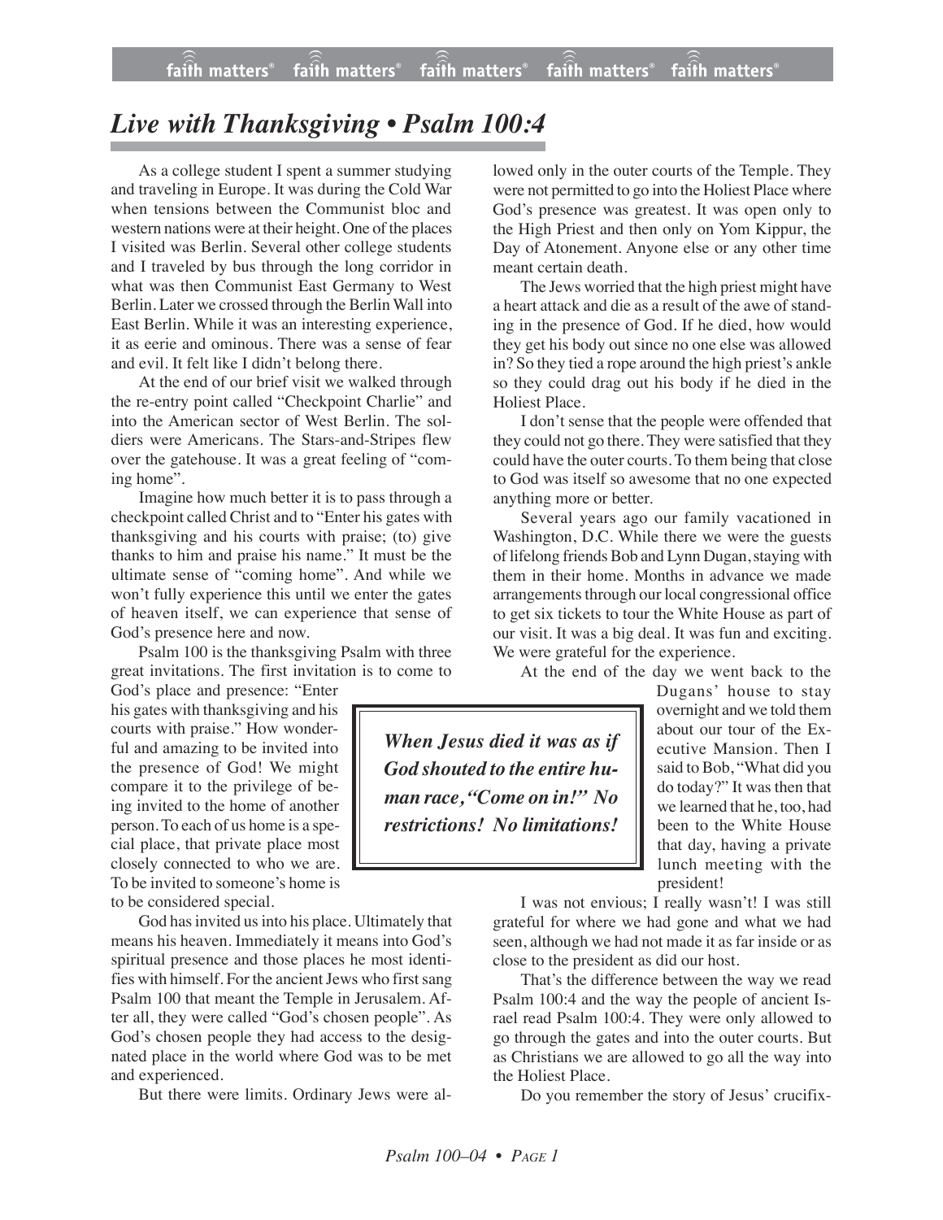# *Live with Thanksgiving • Psalm 100:4*

As a college student I spent a summer studying and traveling in Europe. It was during the Cold War when tensions between the Communist bloc and western nations were at their height. One of the places I visited was Berlin. Several other college students and I traveled by bus through the long corridor in what was then Communist East Germany to West Berlin. Later we crossed through the Berlin Wall into East Berlin. While it was an interesting experience, it as eerie and ominous. There was a sense of fear and evil. It felt like I didn't belong there.

At the end of our brief visit we walked through the re-entry point called "Checkpoint Charlie" and into the American sector of West Berlin. The soldiers were Americans. The Stars-and-Stripes flew over the gatehouse. It was a great feeling of "coming home".

Imagine how much better it is to pass through a checkpoint called Christ and to "Enter his gates with thanksgiving and his courts with praise; (to) give thanks to him and praise his name." It must be the ultimate sense of "coming home". And while we won't fully experience this until we enter the gates of heaven itself, we can experience that sense of God's presence here and now.

Psalm 100 is the thanksgiving Psalm with three great invitations. The first invitation is to come to God's place and presence: "Enter his gates with thanksgiving and his courts with praise." How wonderful and amazing to be invited into the presence of God! We might compare it to the privilege of being invited to the home of another person. To each of us home is a special place, that private place most closely connected to who we are. To be invited to someone's home is to be considered special.

God has invited us into his place. Ultimately that means his heaven. Immediately it means into God's spiritual presence and those places he most identifies with himself. For the ancient Jews who first sang Psalm 100 that meant the Temple in Jerusalem. After all, they were called "God's chosen people". As God's chosen people they had access to the designated place in the world where God was to be met and experienced.

But there were limits. Ordinary Jews were allowed only in the outer courts of the Temple. They were not permitted to go into the Holiest Place where God's presence was greatest. It was open only to the High Priest and then only on Yom Kippur, the Day of Atonement. Anyone else or any other time meant certain death.

The Jews worried that the high priest might have a heart attack and die as a result of the awe of standing in the presence of God. If he died, how would they get his body out since no one else was allowed in? So they tied a rope around the high priest's ankle so they could drag out his body if he died in the Holiest Place.

I don't sense that the people were offended that they could not go there. They were satisfied that they could have the outer courts. To them being that close to God was itself so awesome that no one expected anything more or better.

Several years ago our family vacationed in Washington, D.C. While there we were the guests of lifelong friends Bob and Lynn Dugan, staying with them in their home. Months in advance we made arrangements through our local congressional office to get six tickets to tour the White House as part of our visit. It was a big deal. It was fun and exciting. We were grateful for the experience.

> ***When Jesus died it was as if God shouted to the entire human race, "Come on in!" No restrictions! No limitations!***

At the end of the day we went back to the Dugans' house to stay overnight and we told them about our tour of the Executive Mansion. Then I said to Bob, "What did you do today?" It was then that we learned that he, too, had been to the White House that day, having a private lunch meeting with the president!

I was not envious; I really wasn't! I was still grateful for where we had gone and what we had seen, although we had not made it as far inside or as close to the president as did our host.

That's the difference between the way we read Psalm 100:4 and the way the people of ancient Israel read Psalm 100:4. They were only allowed to go through the gates and into the outer courts. But as Christians we are allowed to go all the way into the Holiest Place.

Do you remember the story of Jesus' crucifix-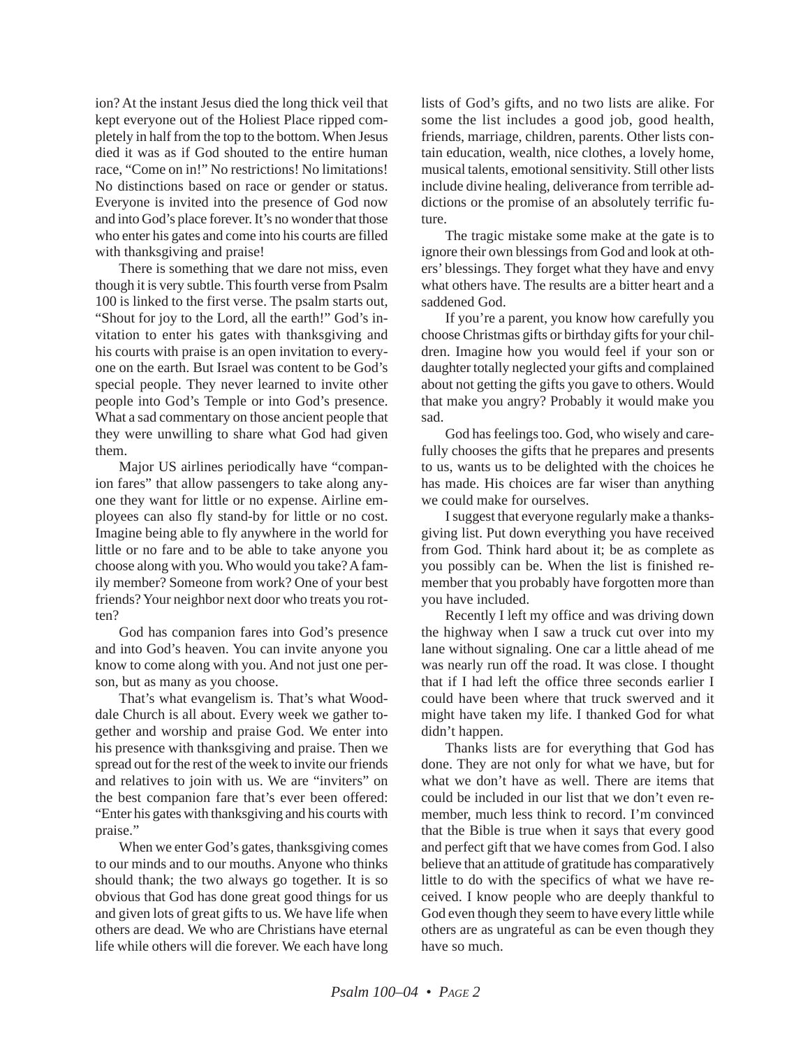ion? At the instant Jesus died the long thick veil that kept everyone out of the Holiest Place ripped completely in half from the top to the bottom. When Jesus died it was as if God shouted to the entire human race, "Come on in!" No restrictions! No limitations! No distinctions based on race or gender or status. Everyone is invited into the presence of God now and into God's place forever. It's no wonder that those who enter his gates and come into his courts are filled with thanksgiving and praise!

There is something that we dare not miss, even though it is very subtle. This fourth verse from Psalm 100 is linked to the first verse. The psalm starts out, "Shout for joy to the Lord, all the earth!" God's invitation to enter his gates with thanksgiving and his courts with praise is an open invitation to everyone on the earth. But Israel was content to be God's special people. They never learned to invite other people into God's Temple or into God's presence. What a sad commentary on those ancient people that they were unwilling to share what God had given them.

Major US airlines periodically have "companion fares" that allow passengers to take along anyone they want for little or no expense. Airline employees can also fly stand-by for little or no cost. Imagine being able to fly anywhere in the world for little or no fare and to be able to take anyone you choose along with you. Who would you take? A family member? Someone from work? One of your best friends? Your neighbor next door who treats you rotten?

God has companion fares into God's presence and into God's heaven. You can invite anyone you know to come along with you. And not just one person, but as many as you choose.

That's what evangelism is. That's what Wooddale Church is all about. Every week we gather together and worship and praise God. We enter into his presence with thanksgiving and praise. Then we spread out for the rest of the week to invite our friends and relatives to join with us. We are "inviters" on the best companion fare that's ever been offered: "Enter his gates with thanksgiving and his courts with praise."

When we enter God's gates, thanksgiving comes to our minds and to our mouths. Anyone who thinks should thank; the two always go together. It is so obvious that God has done great good things for us and given lots of great gifts to us. We have life when others are dead. We who are Christians have eternal life while others will die forever. We each have long lists of God's gifts, and no two lists are alike. For some the list includes a good job, good health, friends, marriage, children, parents. Other lists contain education, wealth, nice clothes, a lovely home, musical talents, emotional sensitivity. Still other lists include divine healing, deliverance from terrible addictions or the promise of an absolutely terrific future.

The tragic mistake some make at the gate is to ignore their own blessings from God and look at others' blessings. They forget what they have and envy what others have. The results are a bitter heart and a saddened God.

If you're a parent, you know how carefully you choose Christmas gifts or birthday gifts for your children. Imagine how you would feel if your son or daughter totally neglected your gifts and complained about not getting the gifts you gave to others. Would that make you angry? Probably it would make you sad.

God has feelings too. God, who wisely and carefully chooses the gifts that he prepares and presents to us, wants us to be delighted with the choices he has made. His choices are far wiser than anything we could make for ourselves.

I suggest that everyone regularly make a thanksgiving list. Put down everything you have received from God. Think hard about it; be as complete as you possibly can be. When the list is finished remember that you probably have forgotten more than you have included.

Recently I left my office and was driving down the highway when I saw a truck cut over into my lane without signaling. One car a little ahead of me was nearly run off the road. It was close. I thought that if I had left the office three seconds earlier I could have been where that truck swerved and it might have taken my life. I thanked God for what didn't happen.

Thanks lists are for everything that God has done. They are not only for what we have, but for what we don't have as well. There are items that could be included in our list that we don't even remember, much less think to record. I'm convinced that the Bible is true when it says that every good and perfect gift that we have comes from God. I also believe that an attitude of gratitude has comparatively little to do with the specifics of what we have received. I know people who are deeply thankful to God even though they seem to have every little while others are as ungrateful as can be even though they have so much.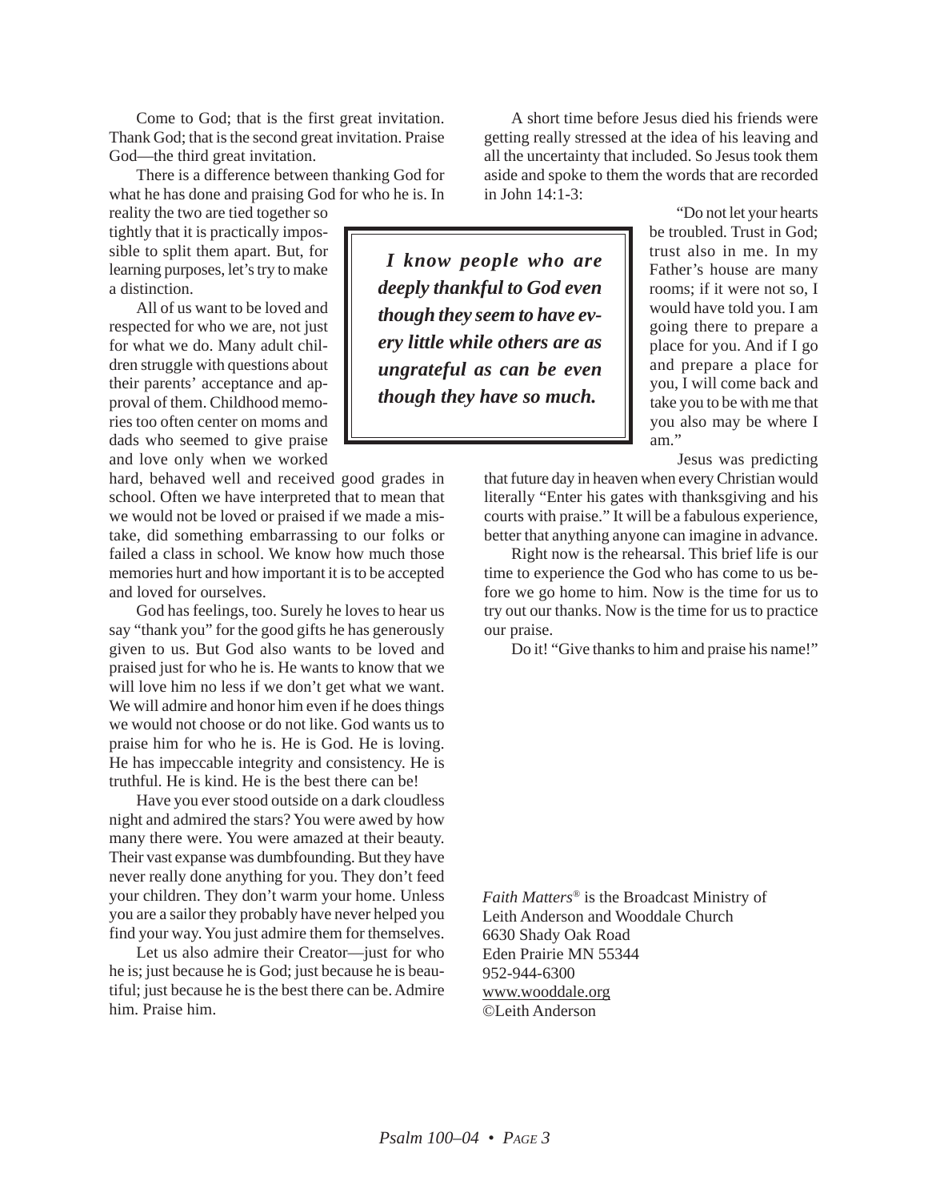Come to God; that is the first great invitation. Thank God; that is the second great invitation. Praise God—the third great invitation.

There is a difference between thanking God for what he has done and praising God for who he is. In reality the two are tied together so tightly that it is practically impossible to split them apart. But, for learning purposes, let's try to make a distinction.

All of us want to be loved and respected for who we are, not just for what we do. Many adult children struggle with questions about their parents' acceptance and approval of them. Childhood memories too often center on moms and dads who seemed to give praise and love only when we worked hard, behaved well and received good grades in school. Often we have interpreted that to mean that we would not be loved or praised if we made a mistake, did something embarrassing to our folks or failed a class in school. We know how much those memories hurt and how important it is to be accepted and loved for ourselves.

> ***I know people who are deeply thankful to God even though they seem to have every little while others are as ungrateful as can be even though they have so much.***

God has feelings, too. Surely he loves to hear us say "thank you" for the good gifts he has generously given to us. But God also wants to be loved and praised just for who he is. He wants to know that we will love him no less if we don't get what we want. We will admire and honor him even if he does things we would not choose or do not like. God wants us to praise him for who he is. He is God. He is loving. He has impeccable integrity and consistency. He is truthful. He is kind. He is the best there can be!

Have you ever stood outside on a dark cloudless night and admired the stars? You were awed by how many there were. You were amazed at their beauty. Their vast expanse was dumbfounding. But they have never really done anything for you. They don't feed your children. They don't warm your home. Unless you are a sailor they probably have never helped you find your way. You just admire them for themselves.

Let us also admire their Creator—just for who he is; just because he is God; just because he is beautiful; just because he is the best there can be. Admire him. Praise him.

A short time before Jesus died his friends were getting really stressed at the idea of his leaving and all the uncertainty that included. So Jesus took them aside and spoke to them the words that are recorded in John 14:1-3:

"Do not let your hearts be troubled. Trust in God; trust also in me. In my Father's house are many rooms; if it were not so, I would have told you. I am going there to prepare a place for you. And if I go and prepare a place for you, I will come back and take you to be with me that you also may be where I am."

Jesus was predicting that future day in heaven when every Christian would literally "Enter his gates with thanksgiving and his courts with praise." It will be a fabulous experience, better that anything anyone can imagine in advance.

Right now is the rehearsal. This brief life is our time to experience the God who has come to us before we go home to him. Now is the time for us to try out our thanks. Now is the time for us to practice our praise.

Do it! "Give thanks to him and praise his name!"

*Faith Matters®* is the Broadcast Ministry of
Leith Anderson and Wooddale Church
6630 Shady Oak Road
Eden Prairie MN 55344
952-944-6300
www.wooddale.org
©Leith Anderson